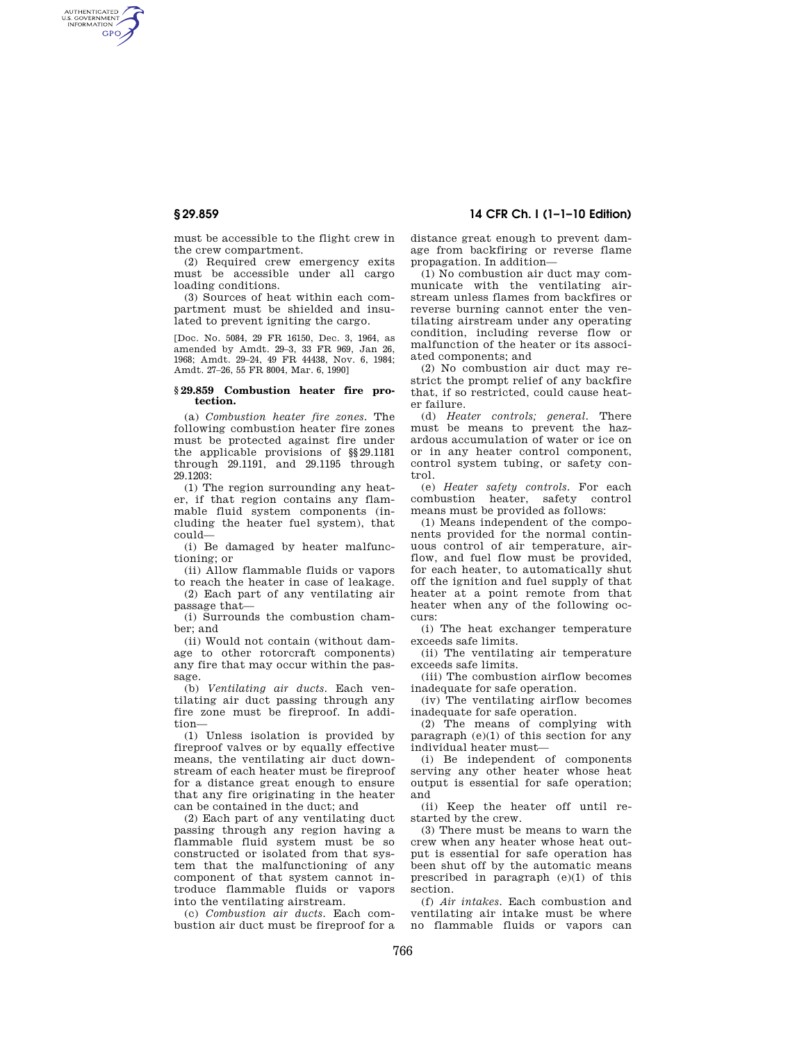must be accessible to the flight crew in the crew compartment.

(2) Required crew emergency exits must be accessible under all cargo loading conditions.

(3) Sources of heat within each compartment must be shielded and insulated to prevent igniting the cargo.

[Doc. No. 5084, 29 FR 16150, Dec. 3, 1964, as amended by Amdt. 29–3, 33 FR 969, Jan 26, 1968; Amdt. 29–24, 49 FR 44438, Nov. 6, 1984; Amdt. 27–26, 55 FR 8004, Mar. 6, 1990]

### § 29.859 Combustion heater fire protection.

(a) *Combustion heater fire zones.* The following combustion heater fire zones must be protected against fire under the applicable provisions of §§ 29.1181 through 29.1191, and 29.1195 through 29.1203:

(1) The region surrounding any heater, if that region contains any flammable fluid system components (including the heater fuel system), that could—

(i) Be damaged by heater malfunctioning; or

(ii) Allow flammable fluids or vapors to reach the heater in case of leakage.

(2) Each part of any ventilating air passage that—

(i) Surrounds the combustion chamber; and

(ii) Would not contain (without damage to other rotorcraft components) any fire that may occur within the passage.

(b) *Ventilating air ducts.* Each ventilating air duct passing through any fire zone must be fireproof. In addition—

(1) Unless isolation is provided by fireproof valves or by equally effective means, the ventilating air duct downstream of each heater must be fireproof for a distance great enough to ensure that any fire originating in the heater can be contained in the duct; and

(2) Each part of any ventilating duct passing through any region having a flammable fluid system must be so constructed or isolated from that system that the malfunctioning of any component of that system cannot introduce flammable fluids or vapors into the ventilating airstream.

(c) *Combustion air ducts.* Each combustion air duct must be fireproof for a distance great enough to prevent damage from backfiring or reverse flame propagation. In addition—

(1) No combustion air duct may communicate with the ventilating airstream unless flames from backfires or reverse burning cannot enter the ventilating airstream under any operating condition, including reverse flow or malfunction of the heater or its associated components; and

(2) No combustion air duct may restrict the prompt relief of any backfire that, if so restricted, could cause heater failure.

(d) *Heater controls; general.* There must be means to prevent the hazardous accumulation of water or ice on or in any heater control component, control system tubing, or safety control.

(e) *Heater safety controls.* For each combustion heater, safety control means must be provided as follows:

(1) Means independent of the components provided for the normal continuous control of air temperature, airflow, and fuel flow must be provided, for each heater, to automatically shut off the ignition and fuel supply of that heater at a point remote from that heater when any of the following occurs:

(i) The heat exchanger temperature exceeds safe limits.

(ii) The ventilating air temperature exceeds safe limits.

(iii) The combustion airflow becomes inadequate for safe operation.

(iv) The ventilating airflow becomes inadequate for safe operation.

(2) The means of complying with paragraph (e)(1) of this section for any individual heater must—

(i) Be independent of components serving any other heater whose heat output is essential for safe operation; and

(ii) Keep the heater off until restarted by the crew.

(3) There must be means to warn the crew when any heater whose heat output is essential for safe operation has been shut off by the automatic means prescribed in paragraph (e)(1) of this section.

(f) *Air intakes.* Each combustion and ventilating air intake must be where no flammable fluids or vapors can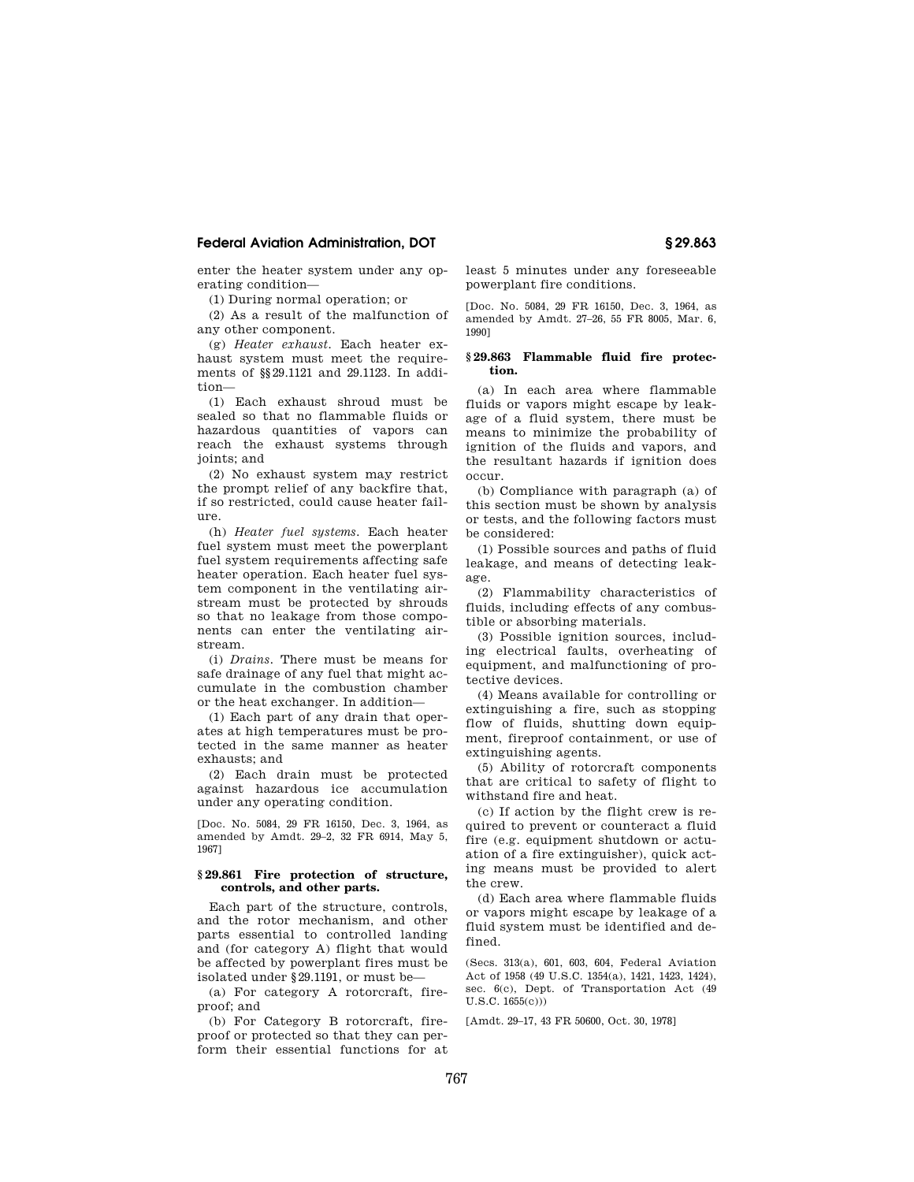enter the heater system under any operating condition—

(1) During normal operation; or

(2) As a result of the malfunction of any other component.

(g) *Heater exhaust.* Each heater exhaust system must meet the requirements of §§29.1121 and 29.1123. In addition—

(1) Each exhaust shroud must be sealed so that no flammable fluids or hazardous quantities of vapors can reach the exhaust systems through joints; and

(2) No exhaust system may restrict the prompt relief of any backfire that, if so restricted, could cause heater failure.

(h) *Heater fuel systems.* Each heater fuel system must meet the powerplant fuel system requirements affecting safe heater operation. Each heater fuel system component in the ventilating airstream must be protected by shrouds so that no leakage from those components can enter the ventilating airstream.

(i) *Drains.* There must be means for safe drainage of any fuel that might accumulate in the combustion chamber or the heat exchanger. In addition—

(1) Each part of any drain that operates at high temperatures must be protected in the same manner as heater exhausts; and

(2) Each drain must be protected against hazardous ice accumulation under any operating condition.

[Doc. No. 5084, 29 FR 16150, Dec. 3, 1964, as amended by Amdt. 29–2, 32 FR 6914, May 5, 1967]

### § 29.861 Fire protection of structure, controls, and other parts.

Each part of the structure, controls, and the rotor mechanism, and other parts essential to controlled landing and (for category A) flight that would be affected by powerplant fires must be isolated under §29.1191, or must be—

(a) For category A rotorcraft, fireproof; and

(b) For Category B rotorcraft, fireproof or protected so that they can perform their essential functions for at least 5 minutes under any foreseeable powerplant fire conditions.

[Doc. No. 5084, 29 FR 16150, Dec. 3, 1964, as amended by Amdt. 27–26, 55 FR 8005, Mar. 6, 1990]

### § 29.863 Flammable fluid fire protection.

(a) In each area where flammable fluids or vapors might escape by leakage of a fluid system, there must be means to minimize the probability of ignition of the fluids and vapors, and the resultant hazards if ignition does occur.

(b) Compliance with paragraph (a) of this section must be shown by analysis or tests, and the following factors must be considered:

(1) Possible sources and paths of fluid leakage, and means of detecting leakage.

(2) Flammability characteristics of fluids, including effects of any combustible or absorbing materials.

(3) Possible ignition sources, including electrical faults, overheating of equipment, and malfunctioning of protective devices.

(4) Means available for controlling or extinguishing a fire, such as stopping flow of fluids, shutting down equipment, fireproof containment, or use of extinguishing agents.

(5) Ability of rotorcraft components that are critical to safety of flight to withstand fire and heat.

(c) If action by the flight crew is required to prevent or counteract a fluid fire (e.g. equipment shutdown or actuation of a fire extinguisher), quick acting means must be provided to alert the crew.

(d) Each area where flammable fluids or vapors might escape by leakage of a fluid system must be identified and defined.

(Secs. 313(a), 601, 603, 604, Federal Aviation Act of 1958 (49 U.S.C. 1354(a), 1421, 1423, 1424), sec. 6(c), Dept. of Transportation Act (49 U.S.C. 1655(c)))

[Amdt. 29–17, 43 FR 50600, Oct. 30, 1978]